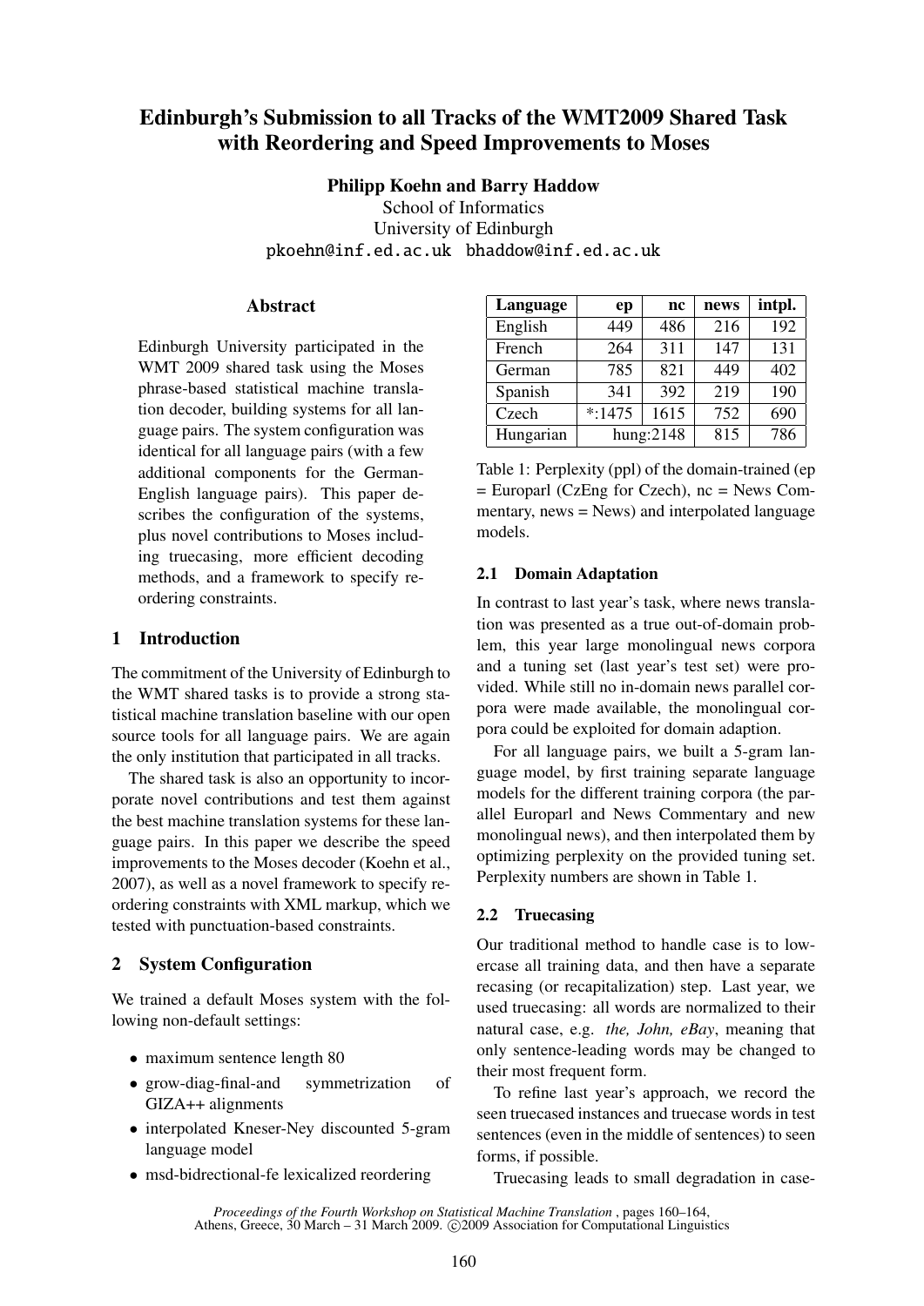# Edinburgh's Submission to all Tracks of the WMT2009 Shared Task with Reordering and Speed Improvements to Moses

**Philipp Koehn and Barry Haddow**
School of Informatics
University of Edinburgh
pkoehn@inf.ed.ac.uk bhaddow@inf.ed.ac.uk

## Abstract

Edinburgh University participated in the WMT 2009 shared task using the Moses phrase-based statistical machine translation decoder, building systems for all language pairs. The system configuration was identical for all language pairs (with a few additional components for the German-English language pairs). This paper describes the configuration of the systems, plus novel contributions to Moses including truecasing, more efficient decoding methods, and a framework to specify reordering constraints.

## 1 Introduction

The commitment of the University of Edinburgh to the WMT shared tasks is to provide a strong statistical machine translation baseline with our open source tools for all language pairs. We are again the only institution that participated in all tracks.

The shared task is also an opportunity to incorporate novel contributions and test them against the best machine translation systems for these language pairs. In this paper we describe the speed improvements to the Moses decoder (Koehn et al., 2007), as well as a novel framework to specify reordering constraints with XML markup, which we tested with punctuation-based constraints.

## 2 System Configuration

We trained a default Moses system with the following non-default settings:

- maximum sentence length 80
- grow-diag-final-and symmetrization of GIZA++ alignments
- interpolated Kneser-Ney discounted 5-gram language model
- msd-bidirectional-fe lexicalized reordering

| Language | ep | nc | news | intpl. |
|---|---|---|---|---|
| English | 449 | 486 | 216 | 192 |
| French | 264 | 311 | 147 | 131 |
| German | 785 | 821 | 449 | 402 |
| Spanish | 341 | 392 | 219 | 190 |
| Czech | *:1475 | 1615 | 752 | 690 |
| Hungarian | hung:2148 | | 815 | 786 |

Table 1: Perplexity (ppl) of the domain-trained (ep = Europarl (CzEng for Czech), nc = News Commentary, news = News) and interpolated language models.

### 2.1 Domain Adaptation

In contrast to last year's task, where news translation was presented as a true out-of-domain problem, this year large monolingual news corpora and a tuning set (last year's test set) were provided. While still no in-domain news parallel corpora were made available, the monolingual corpora could be exploited for domain adaption.

For all language pairs, we built a 5-gram language model, by first training separate language models for the different training corpora (the parallel Europarl and News Commentary and new monolingual news), and then interpolated them by optimizing perplexity on the provided tuning set. Perplexity numbers are shown in Table 1.

### 2.2 Truecasing

Our traditional method to handle case is to lowercase all training data, and then have a separate recasing (or recapitalization) step. Last year, we used truecasing: all words are normalized to their natural case, e.g. *the, John, eBay*, meaning that only sentence-leading words may be changed to their most frequent form.

To refine last year's approach, we record the seen truecased instances and truecase words in test sentences (even in the middle of sentences) to seen forms, if possible.

Truecasing leads to small degradation in case-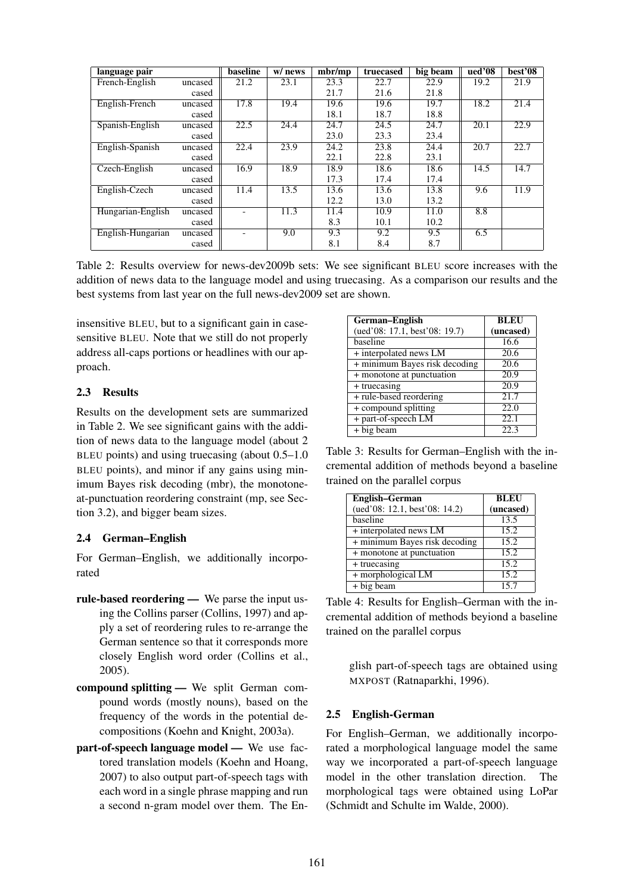| language pair | | baseline | w/ news | mbr/mp | truecased | big beam | ued'08 | best'08 |
|---|---|---|---|---|---|---|---|---|
| French-English | uncased | 21.2 | 23.1 | 23.3 | 22.7 | 22.9 | 19.2 | 21.9 |
| | cased | | | 21.7 | 21.6 | 21.8 | | |
| English-French | uncased | 17.8 | 19.4 | 19.6 | 19.6 | 19.7 | 18.2 | 21.4 |
| | cased | | | 18.1 | 18.7 | 18.8 | | |
| Spanish-English | uncased | 22.5 | 24.4 | 24.7 | 24.5 | 24.7 | 20.1 | 22.9 |
| | cased | | | 23.0 | 23.3 | 23.4 | | |
| English-Spanish | uncased | 22.4 | 23.9 | 24.2 | 23.8 | 24.4 | 20.7 | 22.7 |
| | cased | | | 22.1 | 22.8 | 23.1 | | |
| Czech-English | uncased | 16.9 | 18.9 | 18.9 | 18.6 | 18.6 | 14.5 | 14.7 |
| | cased | | | 17.3 | 17.4 | 17.4 | | |
| English-Czech | uncased | 11.4 | 13.5 | 13.6 | 13.6 | 13.8 | 9.6 | 11.9 |
| | cased | | | 12.2 | 13.0 | 13.2 | | |
| Hungarian-English | uncased | - | 11.3 | 11.4 | 10.9 | 11.0 | 8.8 | |
| | cased | | | 8.3 | 10.1 | 10.2 | | |
| English-Hungarian | uncased | - | 9.0 | 9.3 | 9.2 | 9.5 | 6.5 | |
| | cased | | | 8.1 | 8.4 | 8.7 | | |

Table 2: Results overview for news-dev2009b sets: We see significant BLEU score increases with the addition of news data to the language model and using truecasing. As a comparison our results and the best systems from last year on the full news-dev2009 set are shown.

insensitive BLEU, but to a significant gain in case-sensitive BLEU. Note that we still do not properly address all-caps portions or headlines with our approach.

### 2.3 Results

Results on the development sets are summarized in Table 2. We see significant gains with the addition of news data to the language model (about 2 BLEU points) and using truecasing (about 0.5–1.0 BLEU points), and minor if any gains using minimum Bayes risk decoding (mbr), the monotone-at-punctuation reordering constraint (mp, see Section 3.2), and bigger beam sizes.

### 2.4 German–English

For German–English, we additionally incorporated

- **rule-based reordering —** We parse the input using the Collins parser (Collins, 1997) and apply a set of reordering rules to re-arrange the German sentence so that it corresponds more closely English word order (Collins et al., 2005).
- **compound splitting —** We split German compound words (mostly nouns), based on the frequency of the words in the potential decompositions (Koehn and Knight, 2003a).
- **part-of-speech language model —** We use factored translation models (Koehn and Hoang, 2007) to also output part-of-speech tags with each word in a single phrase mapping and run a second n-gram model over them. The English part-of-speech tags are obtained using MXPOST (Ratnaparkhi, 1996).

| German–English (ued'08: 17.1, best'08: 19.7) | BLEU (uncased) |
|---|---|
| baseline | 16.6 |
| + interpolated news LM | 20.6 |
| + minimum Bayes risk decoding | 20.6 |
| + monotone at punctuation | 20.9 |
| + truecasing | 20.9 |
| + rule-based reordering | 21.7 |
| + compound splitting | 22.0 |
| + part-of-speech LM | 22.1 |
| + big beam | 22.3 |

Table 3: Results for German–English with the incremental addition of methods beyond a baseline trained on the parallel corpus

| English–German (ued'08: 12.1, best'08: 14.2) | BLEU (uncased) |
|---|---|
| baseline | 13.5 |
| + interpolated news LM | 15.2 |
| + minimum Bayes risk decoding | 15.2 |
| + monotone at punctuation | 15.2 |
| + truecasing | 15.2 |
| + morphological LM | 15.2 |
| + big beam | 15.7 |

Table 4: Results for English–German with the incremental addition of methods beyiond a baseline trained on the parallel corpus

### 2.5 English-German

For English–German, we additionally incorporated a morphological language model the same way we incorporated a part-of-speech language model in the other translation direction. The morphological tags were obtained using LoPar (Schmidt and Schulte im Walde, 2000).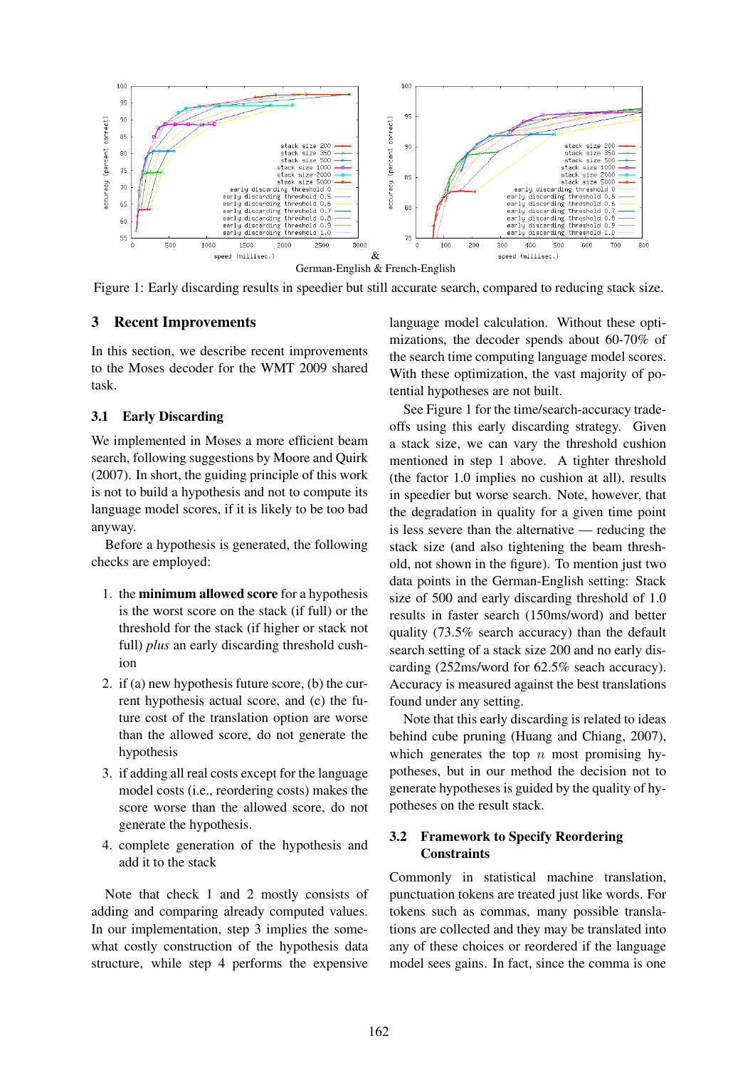German-English & French-English

Figure 1: Early discarding results in speedier but still accurate search, compared to reducing stack size.

## 3 Recent Improvements

In this section, we describe recent improvements to the Moses decoder for the WMT 2009 shared task.

### 3.1 Early Discarding

We implemented in Moses a more efficient beam search, following suggestions by Moore and Quirk (2007). In short, the guiding principle of this work is not to build a hypothesis and not to compute its language model scores, if it is likely to be too bad anyway.

Before a hypothesis is generated, the following checks are employed:

1. the **minimum allowed score** for a hypothesis is the worst score on the stack (if full) or the threshold for the stack (if higher or stack not full) *plus* an early discarding threshold cushion
2. if (a) new hypothesis future score, (b) the current hypothesis actual score, and (c) the future cost of the translation option are worse than the allowed score, do not generate the hypothesis
3. if adding all real costs except for the language model costs (i.e., reordering costs) makes the score worse than the allowed score, do not generate the hypothesis.
4. complete generation of the hypothesis and add it to the stack

Note that check 1 and 2 mostly consists of adding and comparing already computed values. In our implementation, step 3 implies the somewhat costly construction of the hypothesis data structure, while step 4 performs the expensive language model calculation. Without these optimizations, the decoder spends about 60-70% of the search time computing language model scores. With these optimization, the vast majority of potential hypotheses are not built.

See Figure 1 for the time/search-accuracy tradeoffs using this early discarding strategy. Given a stack size, we can vary the threshold cushion mentioned in step 1 above. A tighter threshold (the factor 1.0 implies no cushion at all), results in speedier but worse search. Note, however, that the degradation in quality for a given time point is less severe than the alternative — reducing the stack size (and also tightening the beam threshold, not shown in the figure). To mention just two data points in the German-English setting: Stack size of 500 and early discarding threshold of 1.0 results in faster search (150ms/word) and better quality (73.5% search accuracy) than the default search setting of a stack size 200 and no early discarding (252ms/word for 62.5% seach accuracy). Accuracy is measured against the best translations found under any setting.

Note that this early discarding is related to ideas behind cube pruning (Huang and Chiang, 2007), which generates the top $n$ most promising hypotheses, but in our method the decision not to generate hypotheses is guided by the quality of hypotheses on the result stack.

### 3.2 Framework to Specify Reordering Constraints

Commonly in statistical machine translation, punctuation tokens are treated just like words. For tokens such as commas, many possible translations are collected and they may be translated into any of these choices or reordered if the language model sees gains. In fact, since the comma is one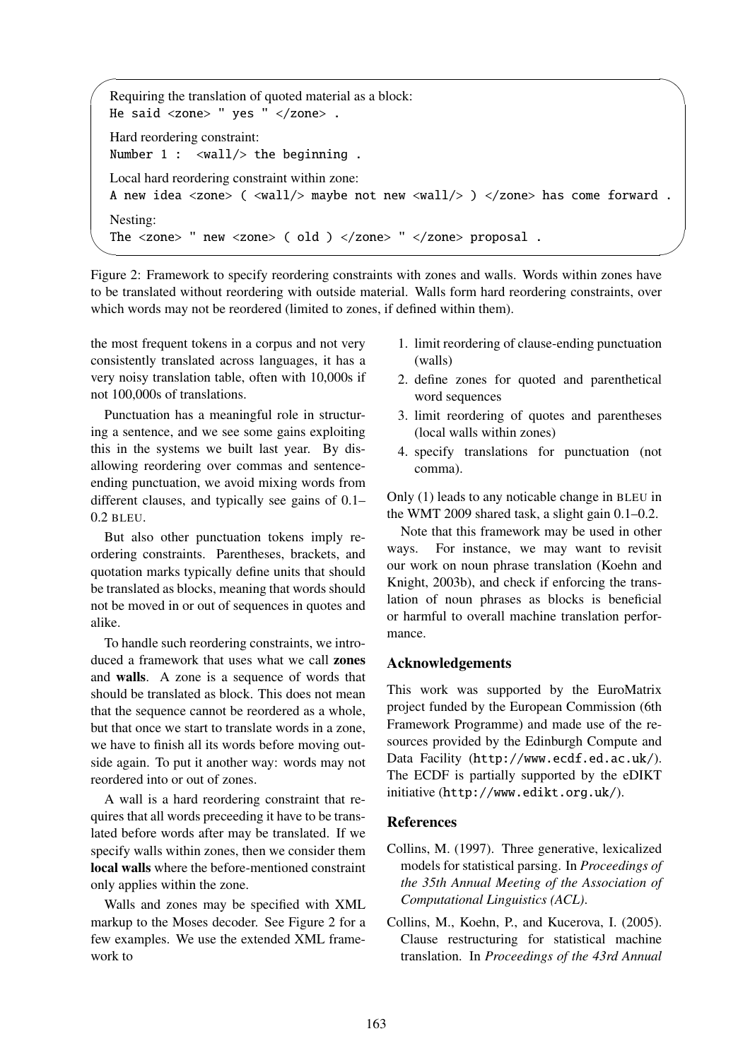Requiring the translation of quoted material as a block:

```
He said <zone> " yes " </zone> .
```

Hard reordering constraint:

```
Number 1 :  <wall/> the beginning .
```

Local hard reordering constraint within zone:

```
A new idea <zone> ( <wall/> maybe not new <wall/> ) </zone> has come forward .
```

Nesting:

```
The <zone> " new <zone> ( old ) </zone> " </zone> proposal .
```

Figure 2: Framework to specify reordering constraints with zones and walls. Words within zones have to be translated without reordering with outside material. Walls form hard reordering constraints, over which words may not be reordered (limited to zones, if defined within them).

the most frequent tokens in a corpus and not very consistently translated across languages, it has a very noisy translation table, often with 10,000s if not 100,000s of translations.

Punctuation has a meaningful role in structuring a sentence, and we see some gains exploiting this in the systems we built last year. By disallowing reordering over commas and sentence-ending punctuation, we avoid mixing words from different clauses, and typically see gains of 0.1–0.2 BLEU.

But also other punctuation tokens imply reordering constraints. Parentheses, brackets, and quotation marks typically define units that should be translated as blocks, meaning that words should not be moved in or out of sequences in quotes and alike.

To handle such reordering constraints, we introduced a framework that uses what we call **zones** and **walls**. A zone is a sequence of words that should be translated as block. This does not mean that the sequence cannot be reordered as a whole, but that once we start to translate words in a zone, we have to finish all its words before moving outside again. To put it another way: words may not reordered into or out of zones.

A wall is a hard reordering constraint that requires that all words preceeding it have to be translated before words after may be translated. If we specify walls within zones, then we consider them **local walls** where the before-mentioned constraint only applies within the zone.

Walls and zones may be specified with XML markup to the Moses decoder. See Figure 2 for a few examples. We use the extended XML framework to

1. limit reordering of clause-ending punctuation (walls)
2. define zones for quoted and parenthetical word sequences
3. limit reordering of quotes and parentheses (local walls within zones)
4. specify translations for punctuation (not comma).

Only (1) leads to any noticable change in BLEU in the WMT 2009 shared task, a slight gain 0.1–0.2.

Note that this framework may be used in other ways. For instance, we may want to revisit our work on noun phrase translation (Koehn and Knight, 2003b), and check if enforcing the translation of noun phrases as blocks is beneficial or harmful to overall machine translation performance.

## Acknowledgements

This work was supported by the EuroMatrix project funded by the European Commission (6th Framework Programme) and made use of the resources provided by the Edinburgh Compute and Data Facility (http://www.ecdf.ed.ac.uk/). The ECDF is partially supported by the eDIKT initiative (http://www.edikt.org.uk/).

## References

Collins, M. (1997). Three generative, lexicalized models for statistical parsing. In *Proceedings of the 35th Annual Meeting of the Association of Computational Linguistics (ACL)*.

Collins, M., Koehn, P., and Kucerova, I. (2005). Clause restructuring for statistical machine translation. In *Proceedings of the 43rd Annual*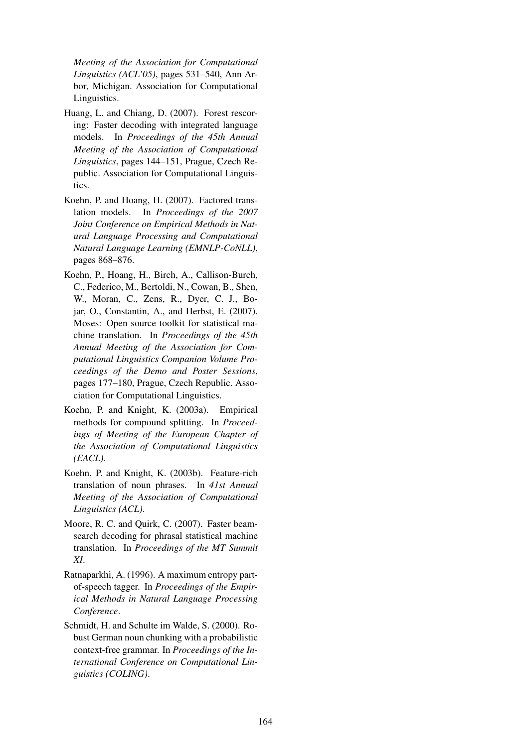*Meeting of the Association for Computational Linguistics (ACL'05)*, pages 531–540, Ann Arbor, Michigan. Association for Computational Linguistics.

Huang, L. and Chiang, D. (2007). Forest rescoring: Faster decoding with integrated language models. In *Proceedings of the 45th Annual Meeting of the Association of Computational Linguistics*, pages 144–151, Prague, Czech Republic. Association for Computational Linguistics.

Koehn, P. and Hoang, H. (2007). Factored translation models. In *Proceedings of the 2007 Joint Conference on Empirical Methods in Natural Language Processing and Computational Natural Language Learning (EMNLP-CoNLL)*, pages 868–876.

Koehn, P., Hoang, H., Birch, A., Callison-Burch, C., Federico, M., Bertoldi, N., Cowan, B., Shen, W., Moran, C., Zens, R., Dyer, C. J., Bojar, O., Constantin, A., and Herbst, E. (2007). Moses: Open source toolkit for statistical machine translation. In *Proceedings of the 45th Annual Meeting of the Association for Computational Linguistics Companion Volume Proceedings of the Demo and Poster Sessions*, pages 177–180, Prague, Czech Republic. Association for Computational Linguistics.

Koehn, P. and Knight, K. (2003a). Empirical methods for compound splitting. In *Proceedings of Meeting of the European Chapter of the Association of Computational Linguistics (EACL)*.

Koehn, P. and Knight, K. (2003b). Feature-rich translation of noun phrases. In *41st Annual Meeting of the Association of Computational Linguistics (ACL)*.

Moore, R. C. and Quirk, C. (2007). Faster beam-search decoding for phrasal statistical machine translation. In *Proceedings of the MT Summit XI*.

Ratnaparkhi, A. (1996). A maximum entropy part-of-speech tagger. In *Proceedings of the Empirical Methods in Natural Language Processing Conference*.

Schmidt, H. and Schulte im Walde, S. (2000). Robust German noun chunking with a probabilistic context-free grammar. In *Proceedings of the International Conference on Computational Linguistics (COLING)*.